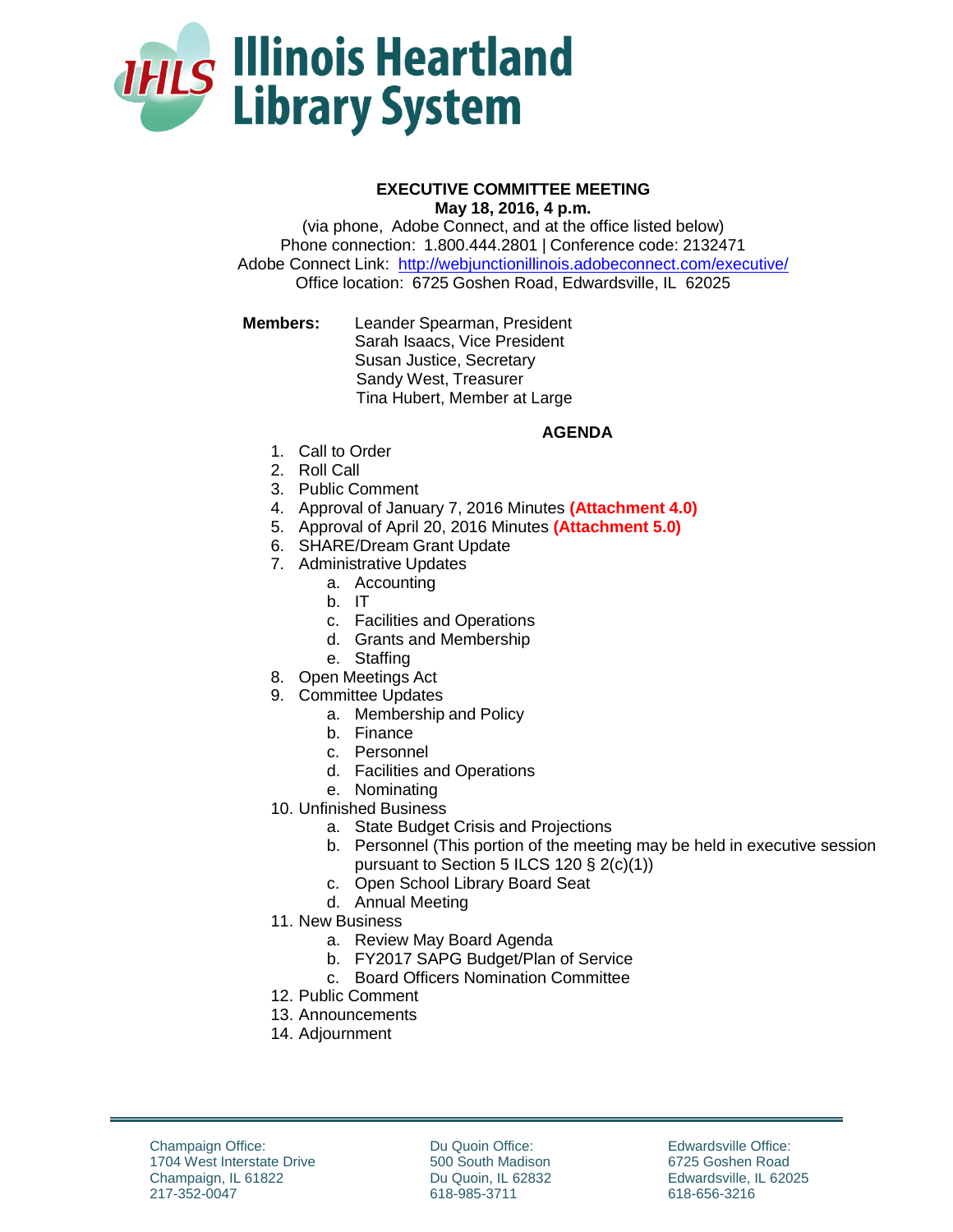# Illinois Heartland Library System

**EXECUTIVE COMMITTEE MEETING**
**May 18, 2016, 4 p.m.**
(via phone, Adobe Connect, and at the office listed below)
Phone connection: 1.800.444.2801 | Conference code: 2132471
Adobe Connect Link: [http://webjunctionillinois.adobeconnect.com/executive/](http://webjunctionillinois.adobeconnect.com/executive/)
Office location: 6725 Goshen Road, Edwardsville, IL 62025

**Members:**
Leander Spearman, President
Sarah Isaacs, Vice President
Susan Justice, Secretary
Sandy West, Treasurer
Tina Hubert, Member at Large

**AGENDA**

1. Call to Order
2. Roll Call
3. Public Comment
4. Approval of January 7, 2016 Minutes **(Attachment 4.0)**
5. Approval of April 20, 2016 Minutes **(Attachment 5.0)**
6. SHARE/Dream Grant Update
7. Administrative Updates
   a. Accounting
   b. IT
   c. Facilities and Operations
   d. Grants and Membership
   e. Staffing
8. Open Meetings Act
9. Committee Updates
   a. Membership and Policy
   b. Finance
   c. Personnel
   d. Facilities and Operations
   e. Nominating
10. Unfinished Business
    a. State Budget Crisis and Projections
    b. Personnel (This portion of the meeting may be held in executive session pursuant to Section 5 ILCS 120 § 2(c)(1))
    c. Open School Library Board Seat
    d. Annual Meeting
11. New Business
    a. Review May Board Agenda
    b. FY2017 SAPG Budget/Plan of Service
    c. Board Officers Nomination Committee
12. Public Comment
13. Announcements
14. Adjournment

Champaign Office:
1704 West Interstate Drive
Champaign, IL 61822
217-352-0047

Du Quoin Office:
500 South Madison
Du Quoin, IL 62832
618-985-3711

Edwardsville Office:
6725 Goshen Road
Edwardsville, IL 62025
618-656-3216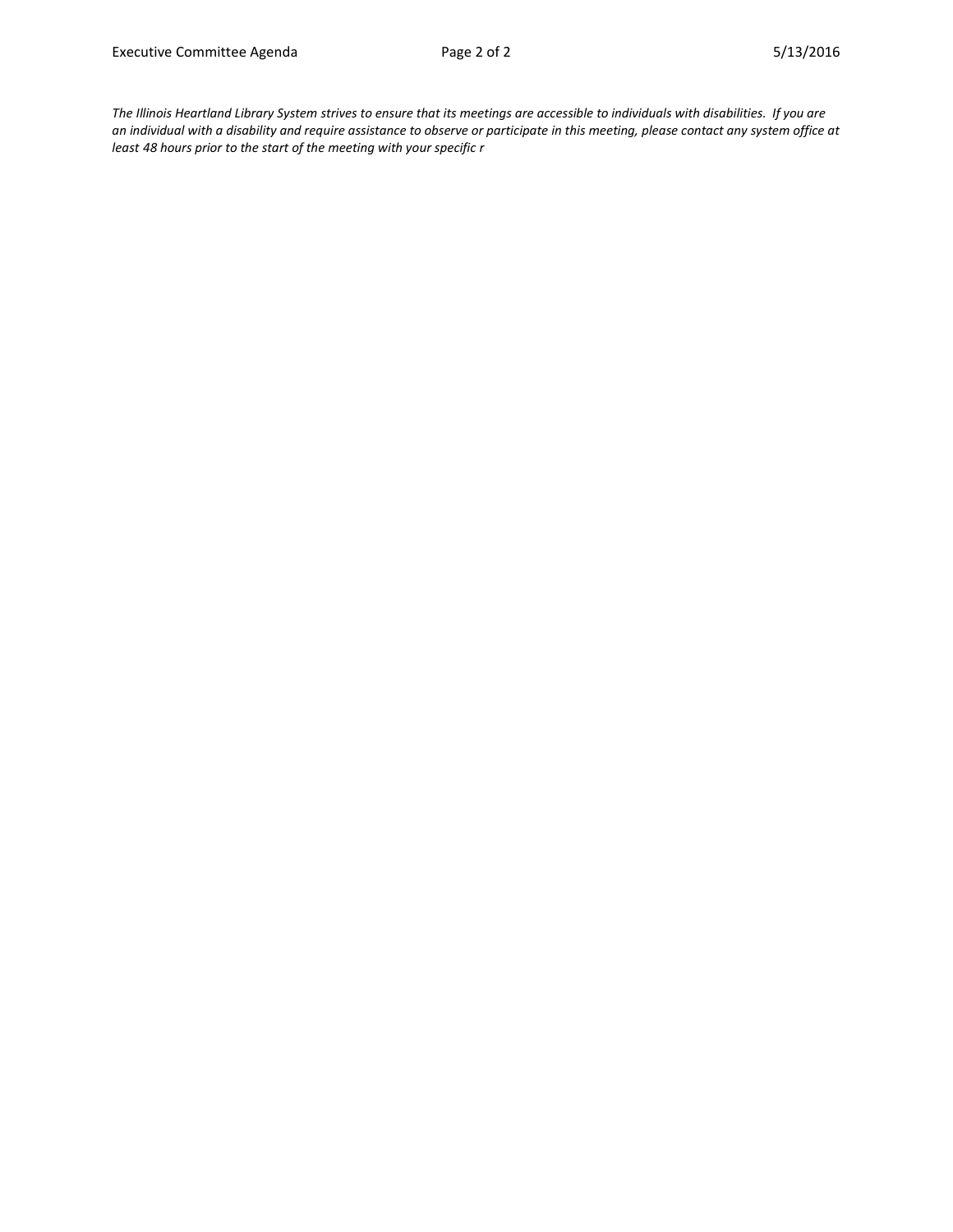*The Illinois Heartland Library System strives to ensure that its meetings are accessible to individuals with disabilities. If you are an individual with a disability and require assistance to observe or participate in this meeting, please contact any system office at least 48 hours prior to the start of the meeting with your specific r*